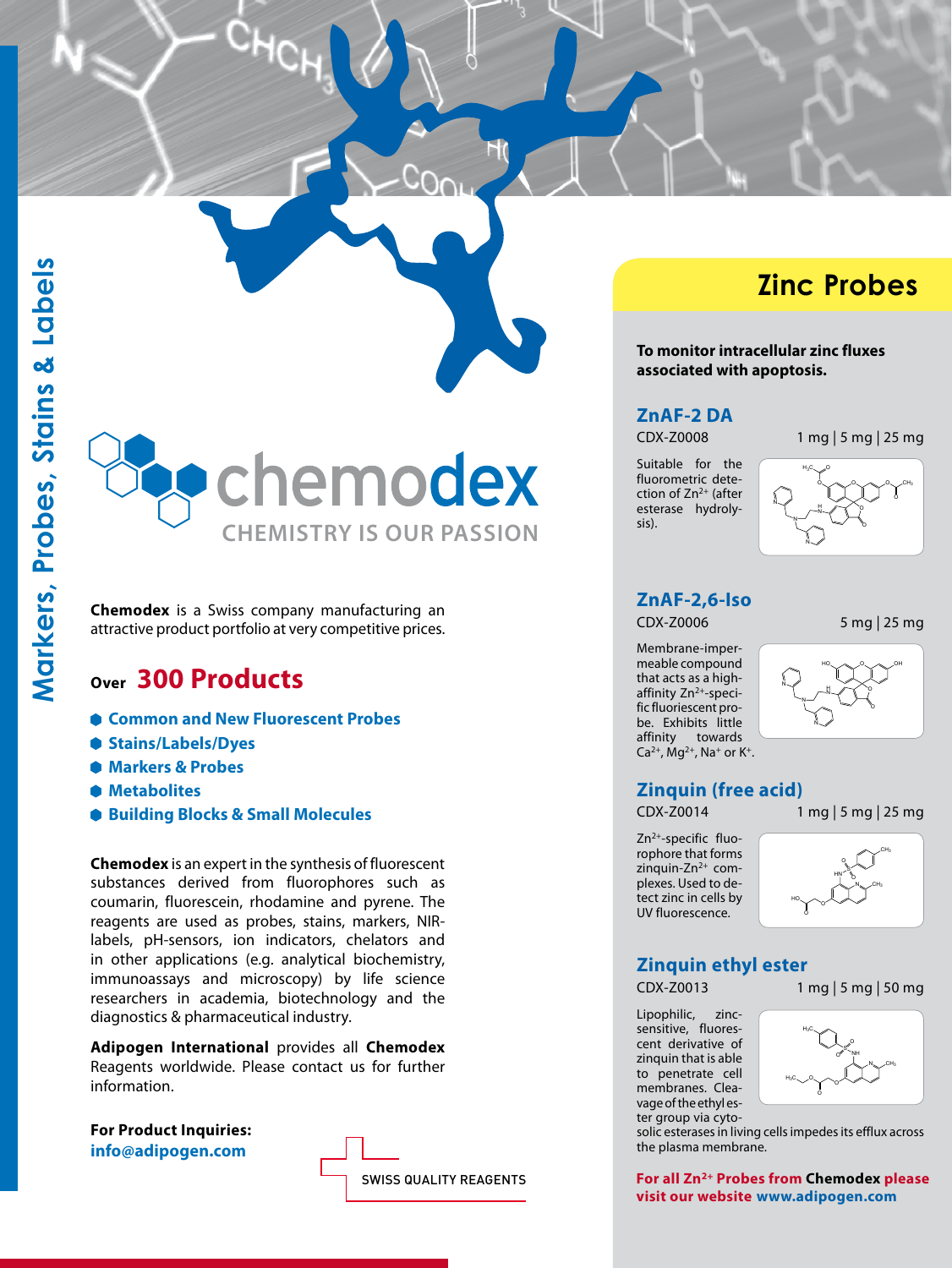Markers, Probes, Stains & Labels

chemodex

CHEMISTRY IS OUR PASSION

**Chemodex** is a Swiss company manufacturing an attractive product portfolio at very competitive prices.

## Over 300 Products

- **Common and New Fluorescent Probes**
- **Stains/Labels/Dyes**
- **Markers & Probes**
- **Metabolites**
- **Building Blocks & Small Molecules**

**Chemodex** is an expert in the synthesis of fluorescent substances derived from fluorophores such as coumarin, fluorescein, rhodamine and pyrene. The reagents are used as probes, stains, markers, NIR-labels, pH-sensors, ion indicators, chelators and in other applications (e.g. analytical biochemistry, immunoassays and microscopy) by life science researchers in academia, biotechnology and the diagnostics & pharmaceutical industry.

**Adipogen International** provides all **Chemodex** Reagents worldwide. Please contact us for further information.

**For Product Inquiries:**
**info@adipogen.com**

SWISS QUALITY REAGENTS

# Zinc Probes

**To monitor intracellular zinc fluxes associated with apoptosis.**

## ZnAF-2 DA

CDX-Z0008 — 1 mg | 5 mg | 25 mg

Suitable for the fluorometric detection of $Zn^{2+}$ (after esterase hydrolysis).

## ZnAF-2,6-Iso

CDX-Z0006 — 5 mg | 25 mg

Membrane-impermeable compound that acts as a high-affinity $Zn^{2+}$-specific fluoriescent probe. Exhibits little affinity towards $Ca^{2+}$, $Mg^{2+}$, $Na^{+}$ or $K^{+}$.

## Zinquin (free acid)

CDX-Z0014 — 1 mg | 5 mg | 25 mg

$Zn^{2+}$-specific fluorophore that forms zinquin-$Zn^{2+}$ complexes. Used to detect zinc in cells by UV fluorescence.

## Zinquin ethyl ester

CDX-Z0013 — 1 mg | 5 mg | 50 mg

Lipophilic, zinc-sensitive, fluorescent derivative of zinquin that is able to penetrate cell membranes. Cleavage of the ethyl ester group via cytosolic esterases in living cells impedes its efflux across the plasma membrane.

**For all $Zn^{2+}$ Probes from Chemodex please visit our website www.adipogen.com**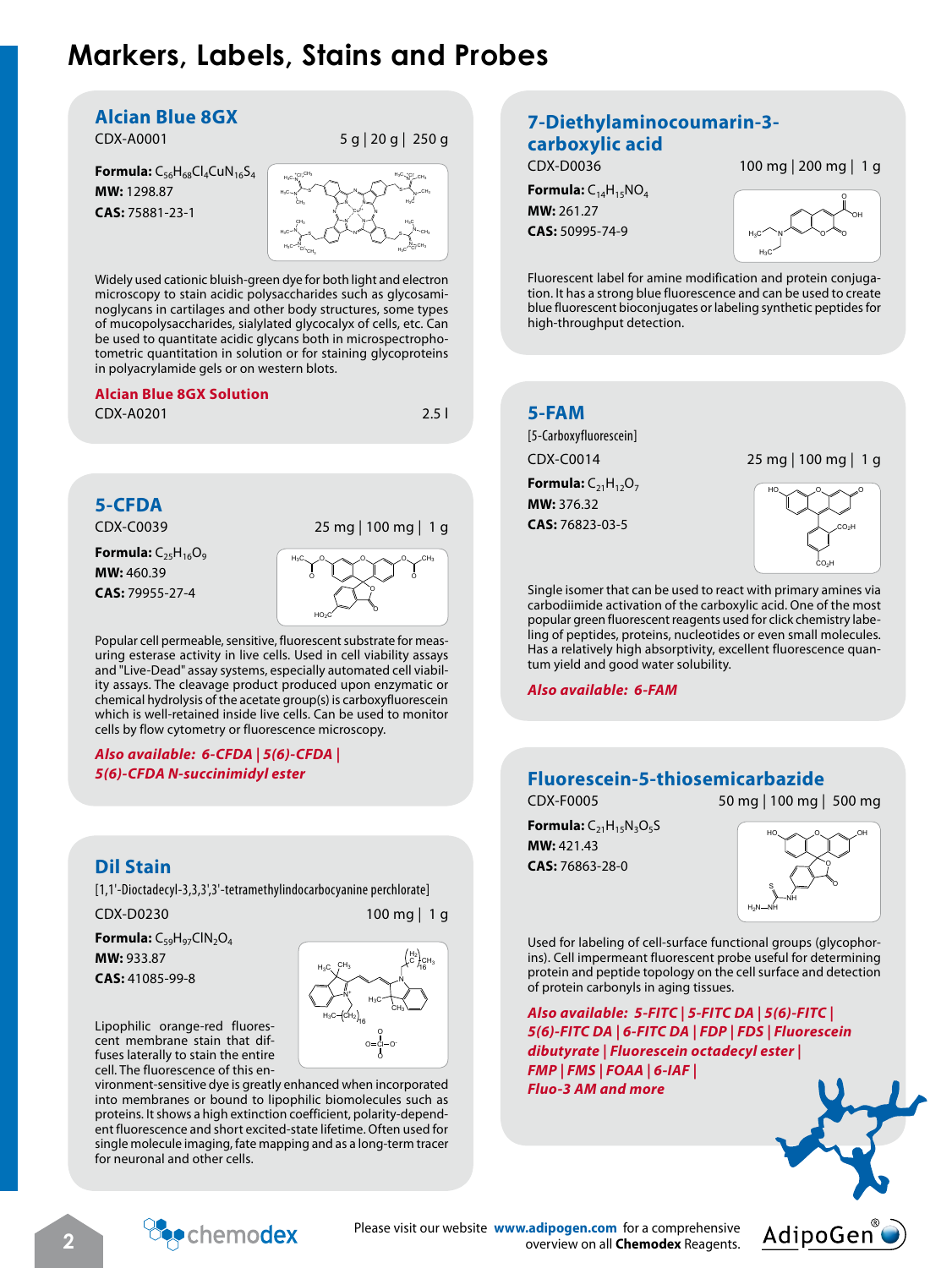# Markers, Labels, Stains and Probes

## Alcian Blue 8GX

CDX-A0001 — 5 g | 20 g | 250 g

**Formula:** $C_{56}H_{68}Cl_4CuN_{16}S_4$
**MW:** 1298.87
**CAS:** 75881-23-1

Widely used cationic bluish-green dye for both light and electron microscopy to stain acidic polysaccharides such as glycosaminoglycans in cartilages and other body structures, some types of mucopolysaccharides, sialylated glycocalyx of cells, etc. Can be used to quantitate acidic glycans both in microspectrophotometric quantitation in solution or for staining glycoproteins in polyacrylamide gels or on western blots.

**Alcian Blue 8GX Solution**
CDX-A0201 — 2.5 l

## 5-CFDA

CDX-C0039 — 25 mg | 100 mg | 1 g

**Formula:** $C_{25}H_{16}O_9$
**MW:** 460.39
**CAS:** 79955-27-4

Popular cell permeable, sensitive, fluorescent substrate for measuring esterase activity in live cells. Used in cell viability assays and "Live-Dead" assay systems, especially automated cell viability assays. The cleavage product produced upon enzymatic or chemical hydrolysis of the acetate group(s) is carboxyfluorescein which is well-retained inside live cells. Can be used to monitor cells by flow cytometry or fluorescence microscopy.

***Also available: 6-CFDA | 5(6)-CFDA | 5(6)-CFDA N-succinimidyl ester***

## Dil Stain

[1,1'-Dioctadecyl-3,3,3',3'-tetramethylindocarbocyanine perchlorate]

CDX-D0230 — 100 mg | 1 g

**Formula:** $C_{59}H_{97}ClN_2O_4$
**MW:** 933.87
**CAS:** 41085-99-8

Lipophilic orange-red fluorescent membrane stain that diffuses laterally to stain the entire cell. The fluorescence of this environment-sensitive dye is greatly enhanced when incorporated into membranes or bound to lipophilic biomolecules such as proteins. It shows a high extinction coefficient, polarity-dependent fluorescence and short excited-state lifetime. Often used for single molecule imaging, fate mapping and as a long-term tracer for neuronal and other cells.

## 7-Diethylaminocoumarin-3-carboxylic acid

CDX-D0036 — 100 mg | 200 mg | 1 g

**Formula:** $C_{14}H_{15}NO_4$
**MW:** 261.27
**CAS:** 50995-74-9

Fluorescent label for amine modification and protein conjugation. It has a strong blue fluorescence and can be used to create blue fluorescent bioconjugates or labeling synthetic peptides for high-throughput detection.

## 5-FAM

[5-Carboxyfluorescein]

CDX-C0014 — 25 mg | 100 mg | 1 g

**Formula:** $C_{21}H_{12}O_7$
**MW:** 376.32
**CAS:** 76823-03-5

Single isomer that can be used to react with primary amines via carbodiimide activation of the carboxylic acid. One of the most popular green fluorescent reagents used for click chemistry labeling of peptides, proteins, nucleotides or even small molecules. Has a relatively high absorptivity, excellent fluorescence quantum yield and good water solubility.

***Also available: 6-FAM***

## Fluorescein-5-thiosemicarbazide

CDX-F0005 — 50 mg | 100 mg | 500 mg

**Formula:** $C_{21}H_{15}N_3O_5S$
**MW:** 421.43
**CAS:** 76863-28-0

Used for labeling of cell-surface functional groups (glycophorins). Cell impermeant fluorescent probe useful for determining protein and peptide topology on the cell surface and detection of protein carbonyls in aging tissues.

***Also available: 5-FITC | 5-FITC DA | 5(6)-FITC | 5(6)-FITC DA | 6-FITC DA | FDP | FDS | Fluorescein dibutyrate | Fluorescein octadecyl ester | FMP | FMS | FOAA | 6-IAF | Fluo-3 AM and more***

Please visit our website **www.adipogen.com** for a comprehensive overview on all **Chemodex** Reagents.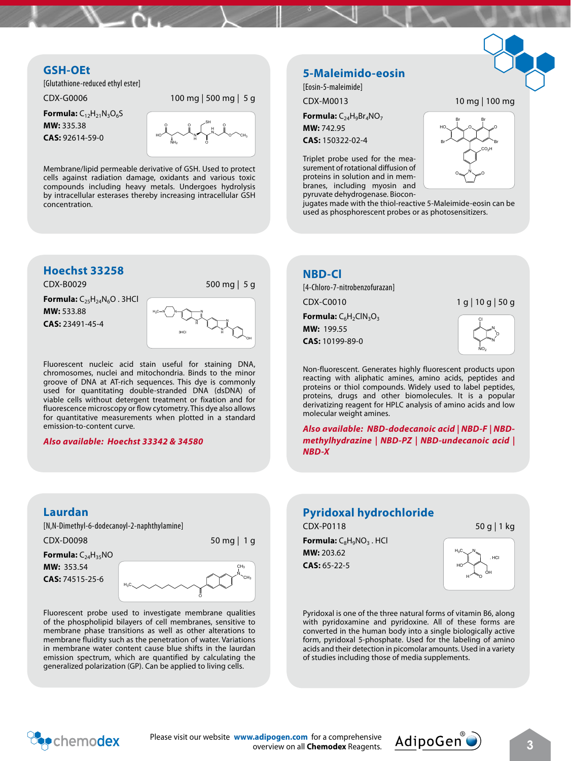## GSH-OEt

[Glutathione-reduced ethyl ester]

CDX-G0006 — 100 mg | 500 mg | 5 g

**Formula:** $C_{12}H_{21}N_3O_6S$
**MW:** 335.38
**CAS:** 92614-59-0

Membrane/lipid permeable derivative of GSH. Used to protect cells against radiation damage, oxidants and various toxic compounds including heavy metals. Undergoes hydrolysis by intracellular esterases thereby increasing intracellular GSH concentration.

## 5-Maleimido-eosin

[Eosin-5-maleimide]

CDX-M0013 — 10 mg | 100 mg

**Formula:** $C_{24}H_9Br_4NO_7$
**MW:** 742.95
**CAS:** 150322-02-4

Triplet probe used for the measurement of rotational diffusion of proteins in solution and in membranes, including myosin and pyruvate dehydrogenase. Bioconjugates made with the thiol-reactive 5-Maleimide-eosin can be used as phosphorescent probes or as photosensitizers.

## Hoechst 33258

CDX-B0029 — 500 mg | 5 g

**Formula:** $C_{25}H_{24}N_6O$ . 3HCl
**MW:** 533.88
**CAS:** 23491-45-4

Fluorescent nucleic acid stain useful for staining DNA, chromosomes, nuclei and mitochondria. Binds to the minor groove of DNA at AT-rich sequences. This dye is commonly used for quantitating double-stranded DNA (dsDNA) of viable cells without detergent treatment or fixation and for fluorescence microscopy or flow cytometry. This dye also allows for quantitative measurements when plotted in a standard emission-to-content curve.

***Also available: Hoechst 33342 & 34580***

## NBD-Cl

[4-Chloro-7-nitrobenzofurazan]

CDX-C0010 — 1 g | 10 g | 50 g

**Formula:** $C_6H_2ClN_3O_3$
**MW:** 199.55
**CAS:** 10199-89-0

Non-fluorescent. Generates highly fluorescent products upon reacting with aliphatic amines, amino acids, peptides and proteins or thiol compounds. Widely used to label peptides, proteins, drugs and other biomolecules. It is a popular derivatizing reagent for HPLC analysis of amino acids and low molecular weight amines.

***Also available: NBD-dodecanoic acid | NBD-F | NBD-methylhydrazine | NBD-PZ | NBD-undecanoic acid | NBD-X***

## Laurdan

[N,N-Dimethyl-6-dodecanoyl-2-naphthylamine]

CDX-D0098 — 50 mg | 1 g

**Formula:** $C_{24}H_{35}NO$
**MW:** 353.54
**CAS:** 74515-25-6

Fluorescent probe used to investigate membrane qualities of the phospholipid bilayers of cell membranes, sensitive to membrane phase transitions as well as other alterations to membrane fluidity such as the penetration of water. Variations in membrane water content cause blue shifts in the laurdan emission spectrum, which are quantified by calculating the generalized polarization (GP). Can be applied to living cells.

## Pyridoxal hydrochloride

CDX-P0118 — 50 g | 1 kg

**Formula:** $C_8H_9NO_3$ . HCl
**MW:** 203.62
**CAS:** 65-22-5

Pyridoxal is one of the three natural forms of vitamin B6, along with pyridoxamine and pyridoxine. All of these forms are converted in the human body into a single biologically active form, pyridoxal 5-phosphate. Used for the labeling of amino acids and their detection in picomolar amounts. Used in a variety of studies including those of media supplements.

Please visit our website **www.adipogen.com** for a comprehensive overview on all **Chemodex** Reagents.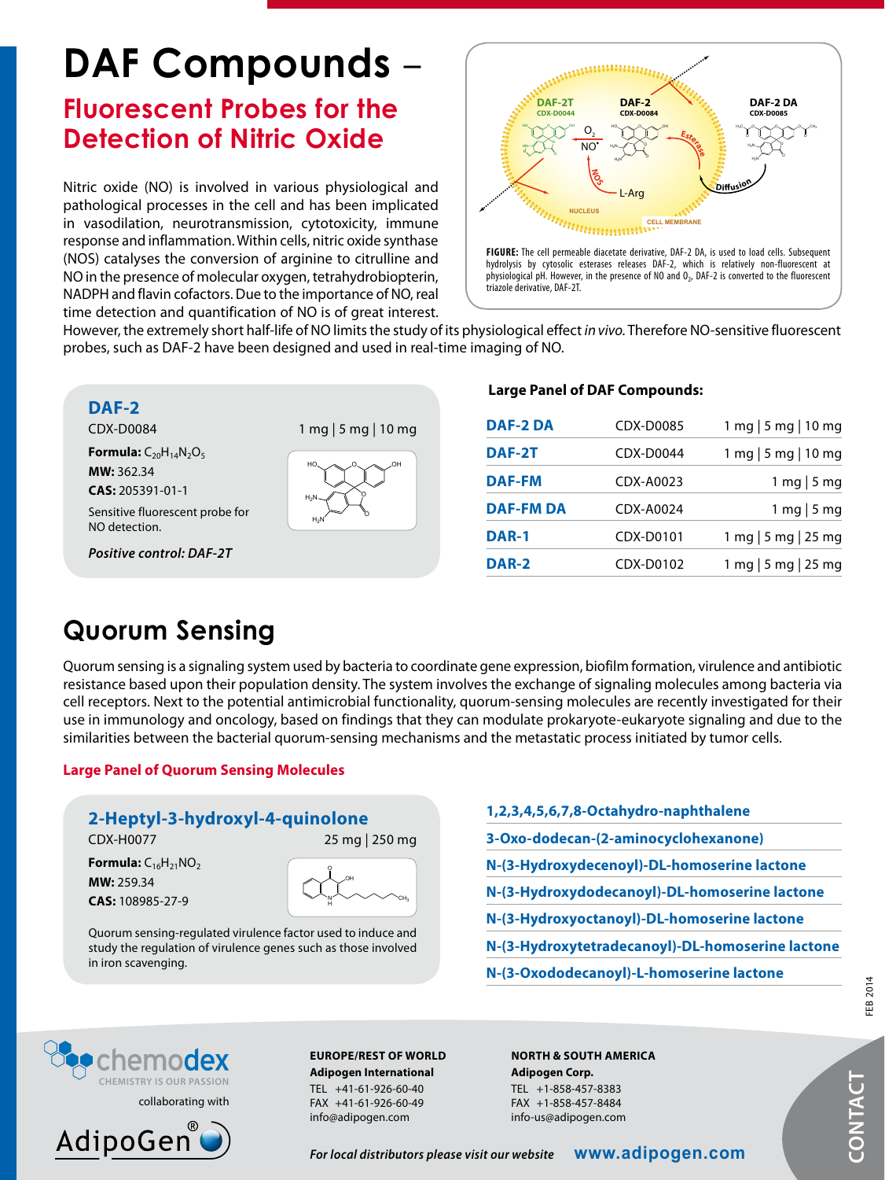# DAF Compounds – Fluorescent Probes for the Detection of Nitric Oxide

Nitric oxide (NO) is involved in various physiological and pathological processes in the cell and has been implicated in vasodilation, neurotransmission, cytotoxicity, immune response and inflammation. Within cells, nitric oxide synthase (NOS) catalyses the conversion of arginine to citrulline and NO in the presence of molecular oxygen, tetrahydrobiopterin, NADPH and flavin cofactors. Due to the importance of NO, real time detection and quantification of NO is of great interest. However, the extremely short half-life of NO limits the study of its physiological effect *in vivo*. Therefore NO-sensitive fluorescent probes, such as DAF-2 have been designed and used in real-time imaging of NO.

DAF-2T CDX-D0044
DAF-2 CDX-D0084
DAF-2 DA CDX-D0085
$O_2$
$NO^•$
NOS
L-Arg
Esterase
Diffusion
NUCLEUS
CELL MEMBRANE

**FIGURE:** The cell permeable diacetate derivative, DAF-2 DA, is used to load cells. Subsequent hydrolysis by cytosolic esterases releases DAF-2, which is relatively non-fluorescent at physiological pH. However, in the presence of NO and $O_2$, DAF-2 is converted to the fluorescent triazole derivative, DAF-2T.

## DAF-2

CDX-D0084 — 1 mg | 5 mg | 10 mg

**Formula:** $C_{20}H_{14}N_2O_5$
**MW:** 362.34
**CAS:** 205391-01-1

Sensitive fluorescent probe for NO detection.

***Positive control: DAF-2T***

### Large Panel of DAF Compounds:

| | | |
|---|---|---|
| **DAF-2 DA** | CDX-D0085 | 1 mg \| 5 mg \| 10 mg |
| **DAF-2T** | CDX-D0044 | 1 mg \| 5 mg \| 10 mg |
| **DAF-FM** | CDX-A0023 | 1 mg \| 5 mg |
| **DAF-FM DA** | CDX-A0024 | 1 mg \| 5 mg |
| **DAR-1** | CDX-D0101 | 1 mg \| 5 mg \| 25 mg |
| **DAR-2** | CDX-D0102 | 1 mg \| 5 mg \| 25 mg |

# Quorum Sensing

Quorum sensing is a signaling system used by bacteria to coordinate gene expression, biofilm formation, virulence and antibiotic resistance based upon their population density. The system involves the exchange of signaling molecules among bacteria via cell receptors. Next to the potential antimicrobial functionality, quorum-sensing molecules are recently investigated for their use in immunology and oncology, based on findings that they can modulate prokaryote-eukaryote signaling and due to the similarities between the bacterial quorum-sensing mechanisms and the metastatic process initiated by tumor cells.

### Large Panel of Quorum Sensing Molecules

## 2-Heptyl-3-hydroxyl-4-quinolone

CDX-H0077 — 25 mg | 250 mg

**Formula:** $C_{16}H_{21}NO_2$
**MW:** 259.34
**CAS:** 108985-27-9

Quorum sensing-regulated virulence factor used to induce and study the regulation of virulence genes such as those involved in iron scavenging.

- **1,2,3,4,5,6,7,8-Octahydro-naphthalene**
- **3-Oxo-dodecan-(2-aminocyclohexanone)**
- **N-(3-Hydroxydecenoyl)-DL-homoserine lactone**
- **N-(3-Hydroxydodecanoyl)-DL-homoserine lactone**
- **N-(3-Hydroxyoctanoyl)-DL-homoserine lactone**
- **N-(3-Hydroxytetradecanoyl)-DL-homoserine lactone**
- **N-(3-Oxododecanoyl)-L-homoserine lactone**

FEB 2014

chemodex
CHEMISTRY IS OUR PASSION
collaborating with
AdipoGen®

**EUROPE/REST OF WORLD**
**Adipogen International**
TEL +41-61-926-60-40
FAX +41-61-926-60-49
info@adipogen.com

**NORTH & SOUTH AMERICA**
**Adipogen Corp.**
TEL +1-858-457-8383
FAX +1-858-457-8484
info-us@adipogen.com

*For local distributors please visit our website* **www.adipogen.com**

CONTACT